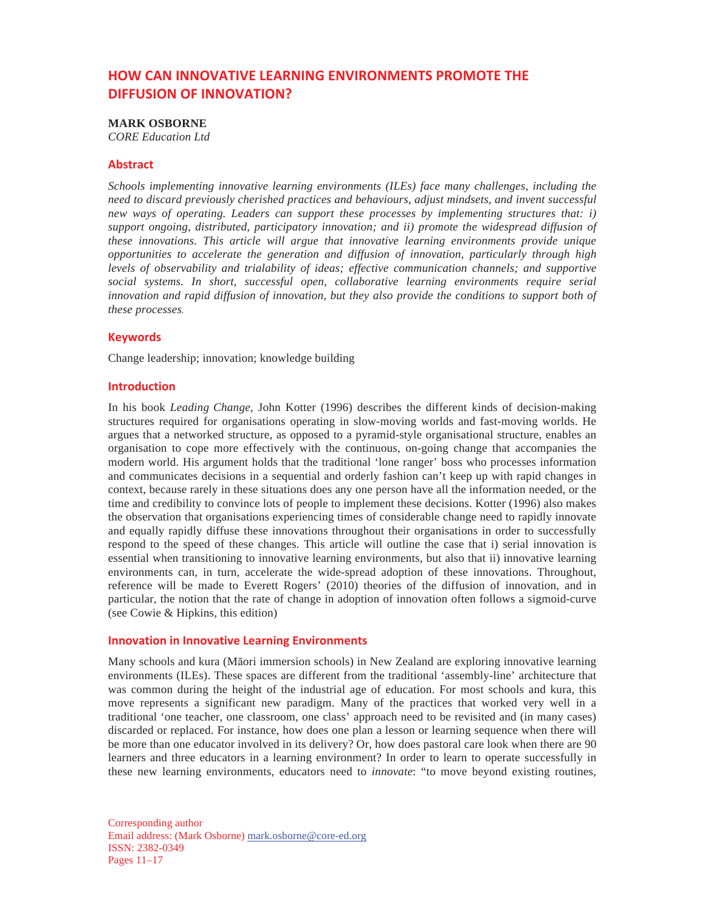# HOW CAN INNOVATIVE LEARNING ENVIRONMENTS PROMOTE THE DIFFUSION OF INNOVATION?

**MARK OSBORNE**
*CORE Education Ltd*

## Abstract

*Schools implementing innovative learning environments (ILEs) face many challenges, including the need to discard previously cherished practices and behaviours, adjust mindsets, and invent successful new ways of operating. Leaders can support these processes by implementing structures that: i) support ongoing, distributed, participatory innovation; and ii) promote the widespread diffusion of these innovations. This article will argue that innovative learning environments provide unique opportunities to accelerate the generation and diffusion of innovation, particularly through high levels of observability and trialability of ideas; effective communication channels; and supportive social systems. In short, successful open, collaborative learning environments require serial innovation and rapid diffusion of innovation, but they also provide the conditions to support both of these processes.*

## Keywords

Change leadership; innovation; knowledge building

## Introduction

In his book *Leading Change*, John Kotter (1996) describes the different kinds of decision-making structures required for organisations operating in slow-moving worlds and fast-moving worlds. He argues that a networked structure, as opposed to a pyramid-style organisational structure, enables an organisation to cope more effectively with the continuous, on-going change that accompanies the modern world. His argument holds that the traditional 'lone ranger' boss who processes information and communicates decisions in a sequential and orderly fashion can't keep up with rapid changes in context, because rarely in these situations does any one person have all the information needed, or the time and credibility to convince lots of people to implement these decisions. Kotter (1996) also makes the observation that organisations experiencing times of considerable change need to rapidly innovate and equally rapidly diffuse these innovations throughout their organisations in order to successfully respond to the speed of these changes. This article will outline the case that i) serial innovation is essential when transitioning to innovative learning environments, but also that ii) innovative learning environments can, in turn, accelerate the wide-spread adoption of these innovations. Throughout, reference will be made to Everett Rogers' (2010) theories of the diffusion of innovation, and in particular, the notion that the rate of change in adoption of innovation often follows a sigmoid-curve (see Cowie & Hipkins, this edition)

## Innovation in Innovative Learning Environments

Many schools and kura (Māori immersion schools) in New Zealand are exploring innovative learning environments (ILEs). These spaces are different from the traditional 'assembly-line' architecture that was common during the height of the industrial age of education. For most schools and kura, this move represents a significant new paradigm. Many of the practices that worked very well in a traditional 'one teacher, one classroom, one class' approach need to be revisited and (in many cases) discarded or replaced. For instance, how does one plan a lesson or learning sequence when there will be more than one educator involved in its delivery? Or, how does pastoral care look when there are 90 learners and three educators in a learning environment? In order to learn to operate successfully in these new learning environments, educators need to *innovate*: "to move beyond existing routines,

Corresponding author
Email address: (Mark Osborne) mark.osborne@core-ed.org
ISSN: 2382-0349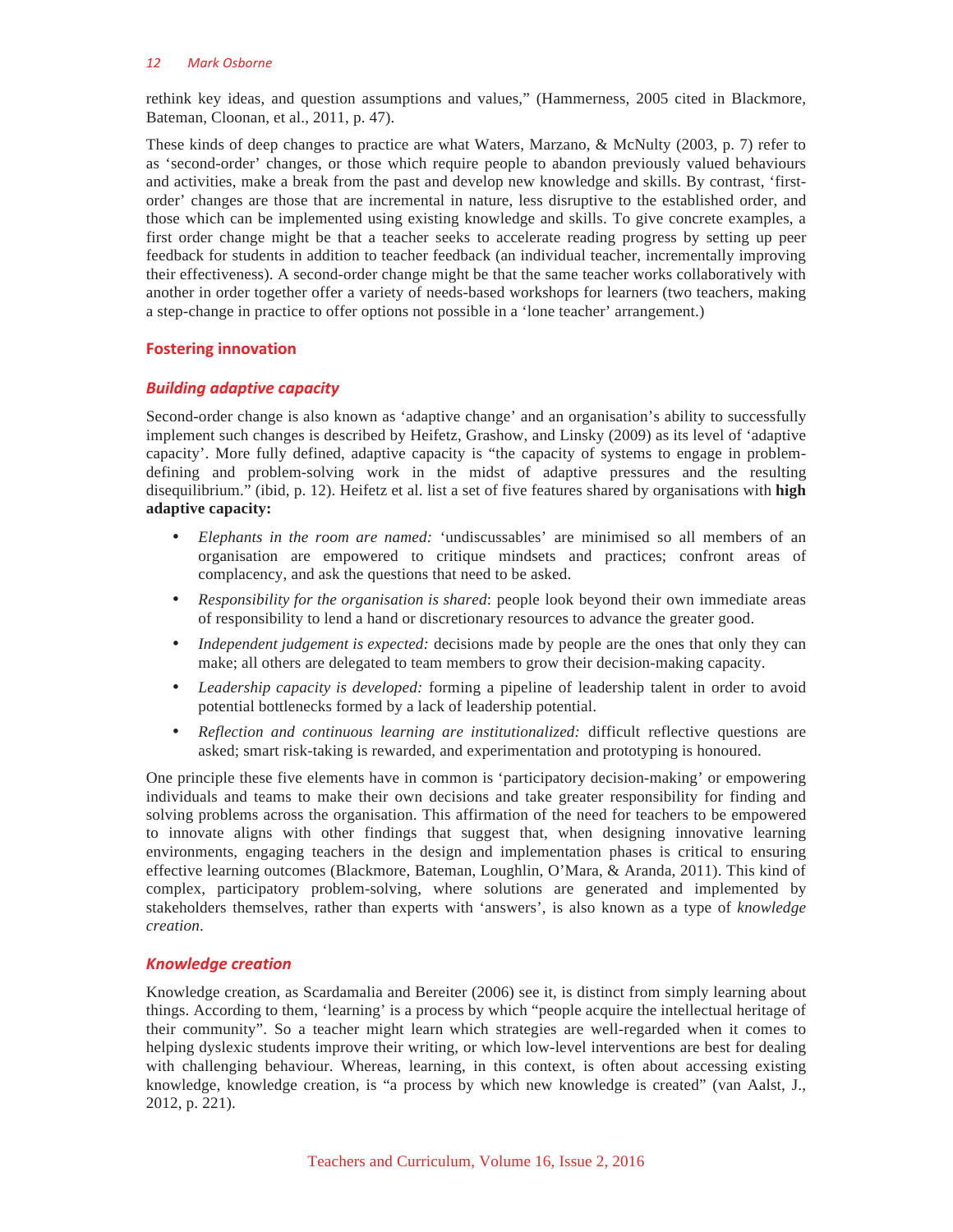rethink key ideas, and question assumptions and values," (Hammerness, 2005 cited in Blackmore, Bateman, Cloonan, et al., 2011, p. 47).

These kinds of deep changes to practice are what Waters, Marzano, & McNulty (2003, p. 7) refer to as 'second-order' changes, or those which require people to abandon previously valued behaviours and activities, make a break from the past and develop new knowledge and skills. By contrast, 'first-order' changes are those that are incremental in nature, less disruptive to the established order, and those which can be implemented using existing knowledge and skills. To give concrete examples, a first order change might be that a teacher seeks to accelerate reading progress by setting up peer feedback for students in addition to teacher feedback (an individual teacher, incrementally improving their effectiveness). A second-order change might be that the same teacher works collaboratively with another in order together offer a variety of needs-based workshops for learners (two teachers, making a step-change in practice to offer options not possible in a 'lone teacher' arrangement.)

## Fostering innovation

### *Building adaptive capacity*

Second-order change is also known as 'adaptive change' and an organisation's ability to successfully implement such changes is described by Heifetz, Grashow, and Linsky (2009) as its level of 'adaptive capacity'. More fully defined, adaptive capacity is "the capacity of systems to engage in problem-defining and problem-solving work in the midst of adaptive pressures and the resulting disequilibrium." (ibid, p. 12). Heifetz et al. list a set of five features shared by organisations with **high adaptive capacity:**

- *Elephants in the room are named:* 'undiscussables' are minimised so all members of an organisation are empowered to critique mindsets and practices; confront areas of complacency, and ask the questions that need to be asked.
- *Responsibility for the organisation is shared*: people look beyond their own immediate areas of responsibility to lend a hand or discretionary resources to advance the greater good.
- *Independent judgement is expected:* decisions made by people are the ones that only they can make; all others are delegated to team members to grow their decision-making capacity.
- *Leadership capacity is developed:* forming a pipeline of leadership talent in order to avoid potential bottlenecks formed by a lack of leadership potential.
- *Reflection and continuous learning are institutionalized:* difficult reflective questions are asked; smart risk-taking is rewarded, and experimentation and prototyping is honoured.

One principle these five elements have in common is 'participatory decision-making' or empowering individuals and teams to make their own decisions and take greater responsibility for finding and solving problems across the organisation. This affirmation of the need for teachers to be empowered to innovate aligns with other findings that suggest that, when designing innovative learning environments, engaging teachers in the design and implementation phases is critical to ensuring effective learning outcomes (Blackmore, Bateman, Loughlin, O'Mara, & Aranda, 2011). This kind of complex, participatory problem-solving, where solutions are generated and implemented by stakeholders themselves, rather than experts with 'answers', is also known as a type of *knowledge creation*.

### *Knowledge creation*

Knowledge creation, as Scardamalia and Bereiter (2006) see it, is distinct from simply learning about things. According to them, 'learning' is a process by which "people acquire the intellectual heritage of their community". So a teacher might learn which strategies are well-regarded when it comes to helping dyslexic students improve their writing, or which low-level interventions are best for dealing with challenging behaviour. Whereas, learning, in this context, is often about accessing existing knowledge, knowledge creation, is "a process by which new knowledge is created" (van Aalst, J., 2012, p. 221).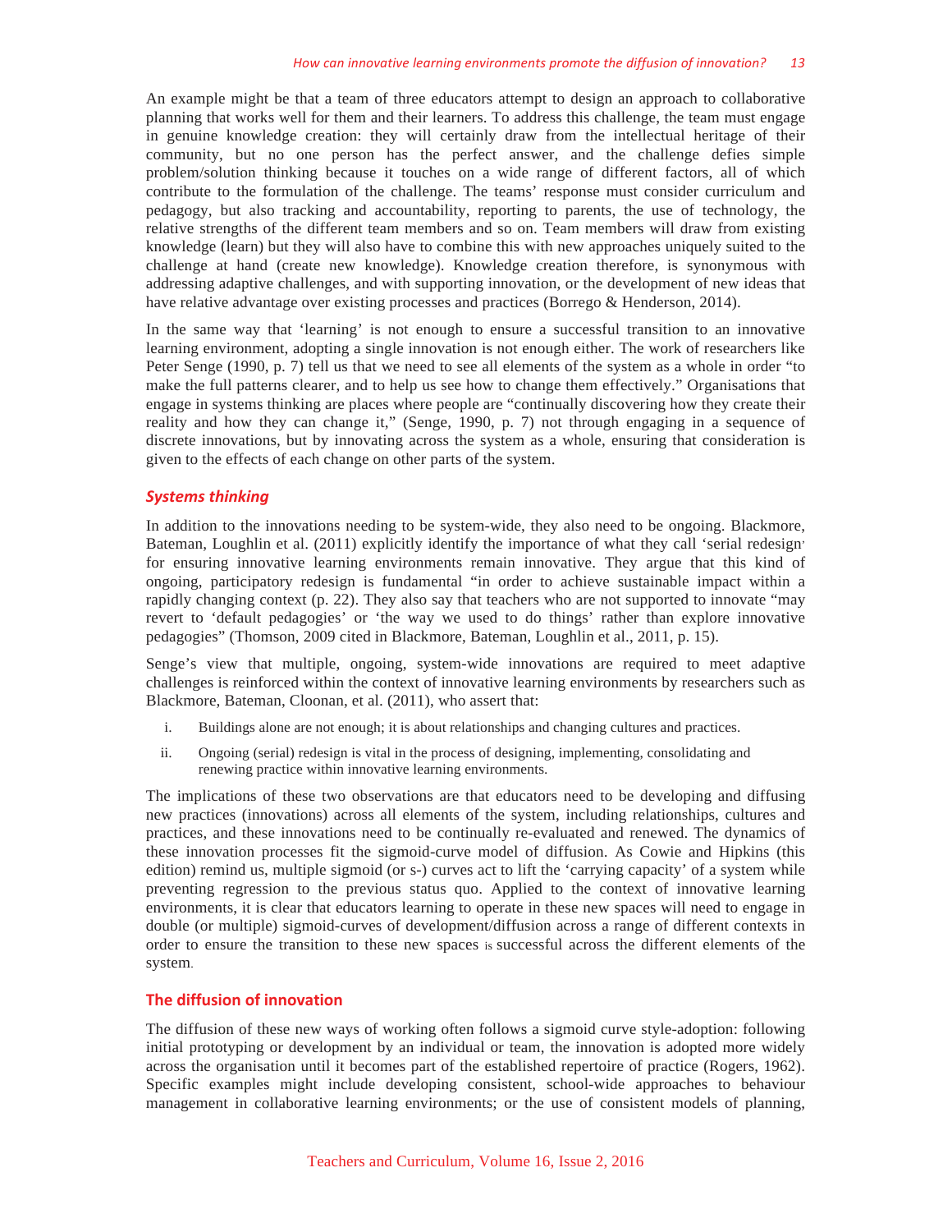An example might be that a team of three educators attempt to design an approach to collaborative planning that works well for them and their learners. To address this challenge, the team must engage in genuine knowledge creation: they will certainly draw from the intellectual heritage of their community, but no one person has the perfect answer, and the challenge defies simple problem/solution thinking because it touches on a wide range of different factors, all of which contribute to the formulation of the challenge. The teams' response must consider curriculum and pedagogy, but also tracking and accountability, reporting to parents, the use of technology, the relative strengths of the different team members and so on. Team members will draw from existing knowledge (learn) but they will also have to combine this with new approaches uniquely suited to the challenge at hand (create new knowledge). Knowledge creation therefore, is synonymous with addressing adaptive challenges, and with supporting innovation, or the development of new ideas that have relative advantage over existing processes and practices (Borrego & Henderson, 2014).

In the same way that 'learning' is not enough to ensure a successful transition to an innovative learning environment, adopting a single innovation is not enough either. The work of researchers like Peter Senge (1990, p. 7) tell us that we need to see all elements of the system as a whole in order "to make the full patterns clearer, and to help us see how to change them effectively." Organisations that engage in systems thinking are places where people are "continually discovering how they create their reality and how they can change it," (Senge, 1990, p. 7) not through engaging in a sequence of discrete innovations, but by innovating across the system as a whole, ensuring that consideration is given to the effects of each change on other parts of the system.

### *Systems thinking*

In addition to the innovations needing to be system-wide, they also need to be ongoing. Blackmore, Bateman, Loughlin et al. (2011) explicitly identify the importance of what they call 'serial redesign' for ensuring innovative learning environments remain innovative. They argue that this kind of ongoing, participatory redesign is fundamental "in order to achieve sustainable impact within a rapidly changing context (p. 22). They also say that teachers who are not supported to innovate "may revert to 'default pedagogies' or 'the way we used to do things' rather than explore innovative pedagogies" (Thomson, 2009 cited in Blackmore, Bateman, Loughlin et al., 2011, p. 15).

Senge's view that multiple, ongoing, system-wide innovations are required to meet adaptive challenges is reinforced within the context of innovative learning environments by researchers such as Blackmore, Bateman, Cloonan, et al. (2011), who assert that:

i. Buildings alone are not enough; it is about relationships and changing cultures and practices.

ii. Ongoing (serial) redesign is vital in the process of designing, implementing, consolidating and renewing practice within innovative learning environments.

The implications of these two observations are that educators need to be developing and diffusing new practices (innovations) across all elements of the system, including relationships, cultures and practices, and these innovations need to be continually re-evaluated and renewed. The dynamics of these innovation processes fit the sigmoid-curve model of diffusion. As Cowie and Hipkins (this edition) remind us, multiple sigmoid (or s-) curves act to lift the 'carrying capacity' of a system while preventing regression to the previous status quo. Applied to the context of innovative learning environments, it is clear that educators learning to operate in these new spaces will need to engage in double (or multiple) sigmoid-curves of development/diffusion across a range of different contexts in order to ensure the transition to these new spaces is successful across the different elements of the system.

### The diffusion of innovation

The diffusion of these new ways of working often follows a sigmoid curve style-adoption: following initial prototyping or development by an individual or team, the innovation is adopted more widely across the organisation until it becomes part of the established repertoire of practice (Rogers, 1962). Specific examples might include developing consistent, school-wide approaches to behaviour management in collaborative learning environments; or the use of consistent models of planning,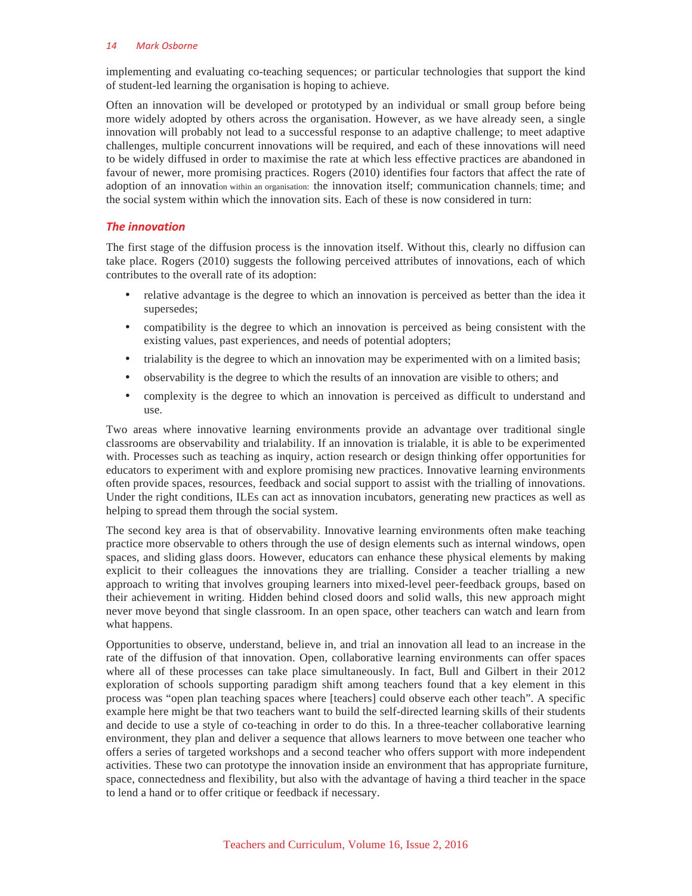implementing and evaluating co-teaching sequences; or particular technologies that support the kind of student-led learning the organisation is hoping to achieve.

Often an innovation will be developed or prototyped by an individual or small group before being more widely adopted by others across the organisation. However, as we have already seen, a single innovation will probably not lead to a successful response to an adaptive challenge; to meet adaptive challenges, multiple concurrent innovations will be required, and each of these innovations will need to be widely diffused in order to maximise the rate at which less effective practices are abandoned in favour of newer, more promising practices. Rogers (2010) identifies four factors that affect the rate of adoption of an innovation within an organisation: the innovation itself; communication channels; time; and the social system within which the innovation sits. Each of these is now considered in turn:

### *The innovation*

The first stage of the diffusion process is the innovation itself. Without this, clearly no diffusion can take place. Rogers (2010) suggests the following perceived attributes of innovations, each of which contributes to the overall rate of its adoption:

- relative advantage is the degree to which an innovation is perceived as better than the idea it supersedes;
- compatibility is the degree to which an innovation is perceived as being consistent with the existing values, past experiences, and needs of potential adopters;
- trialability is the degree to which an innovation may be experimented with on a limited basis;
- observability is the degree to which the results of an innovation are visible to others; and
- complexity is the degree to which an innovation is perceived as difficult to understand and use.

Two areas where innovative learning environments provide an advantage over traditional single classrooms are observability and trialability. If an innovation is trialable, it is able to be experimented with. Processes such as teaching as inquiry, action research or design thinking offer opportunities for educators to experiment with and explore promising new practices. Innovative learning environments often provide spaces, resources, feedback and social support to assist with the trialling of innovations. Under the right conditions, ILEs can act as innovation incubators, generating new practices as well as helping to spread them through the social system.

The second key area is that of observability. Innovative learning environments often make teaching practice more observable to others through the use of design elements such as internal windows, open spaces, and sliding glass doors. However, educators can enhance these physical elements by making explicit to their colleagues the innovations they are trialling. Consider a teacher trialling a new approach to writing that involves grouping learners into mixed-level peer-feedback groups, based on their achievement in writing. Hidden behind closed doors and solid walls, this new approach might never move beyond that single classroom. In an open space, other teachers can watch and learn from what happens.

Opportunities to observe, understand, believe in, and trial an innovation all lead to an increase in the rate of the diffusion of that innovation. Open, collaborative learning environments can offer spaces where all of these processes can take place simultaneously. In fact, Bull and Gilbert in their 2012 exploration of schools supporting paradigm shift among teachers found that a key element in this process was "open plan teaching spaces where [teachers] could observe each other teach". A specific example here might be that two teachers want to build the self-directed learning skills of their students and decide to use a style of co-teaching in order to do this. In a three-teacher collaborative learning environment, they plan and deliver a sequence that allows learners to move between one teacher who offers a series of targeted workshops and a second teacher who offers support with more independent activities. These two can prototype the innovation inside an environment that has appropriate furniture, space, connectedness and flexibility, but also with the advantage of having a third teacher in the space to lend a hand or to offer critique or feedback if necessary.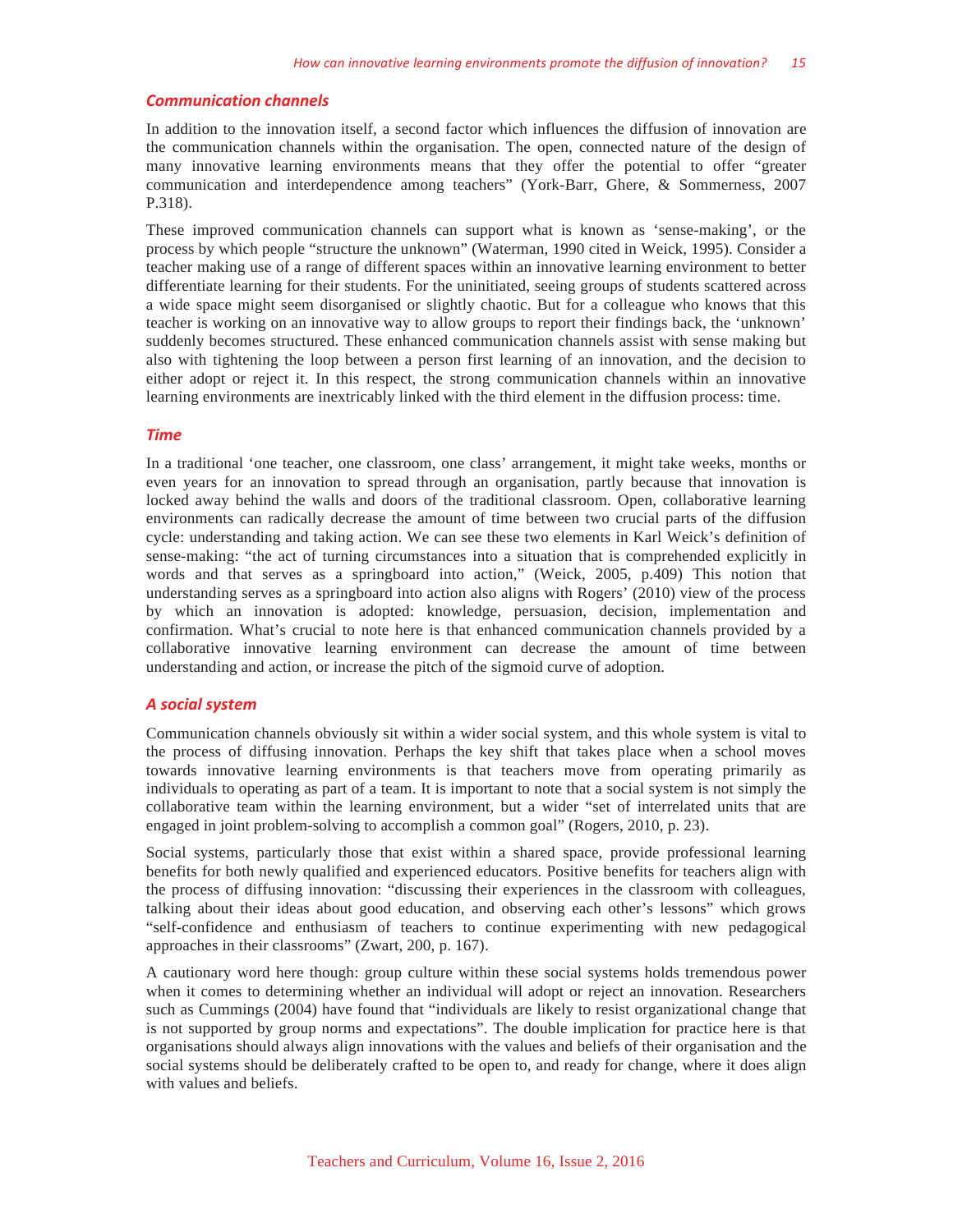### *Communication channels*

In addition to the innovation itself, a second factor which influences the diffusion of innovation are the communication channels within the organisation. The open, connected nature of the design of many innovative learning environments means that they offer the potential to offer "greater communication and interdependence among teachers" (York-Barr, Ghere, & Sommerness, 2007 P.318).

These improved communication channels can support what is known as 'sense-making', or the process by which people "structure the unknown" (Waterman, 1990 cited in Weick, 1995). Consider a teacher making use of a range of different spaces within an innovative learning environment to better differentiate learning for their students. For the uninitiated, seeing groups of students scattered across a wide space might seem disorganised or slightly chaotic. But for a colleague who knows that this teacher is working on an innovative way to allow groups to report their findings back, the 'unknown' suddenly becomes structured. These enhanced communication channels assist with sense making but also with tightening the loop between a person first learning of an innovation, and the decision to either adopt or reject it. In this respect, the strong communication channels within an innovative learning environments are inextricably linked with the third element in the diffusion process: time.

### *Time*

In a traditional 'one teacher, one classroom, one class' arrangement, it might take weeks, months or even years for an innovation to spread through an organisation, partly because that innovation is locked away behind the walls and doors of the traditional classroom. Open, collaborative learning environments can radically decrease the amount of time between two crucial parts of the diffusion cycle: understanding and taking action. We can see these two elements in Karl Weick's definition of sense-making: "the act of turning circumstances into a situation that is comprehended explicitly in words and that serves as a springboard into action," (Weick, 2005, p.409) This notion that understanding serves as a springboard into action also aligns with Rogers' (2010) view of the process by which an innovation is adopted: knowledge, persuasion, decision, implementation and confirmation. What's crucial to note here is that enhanced communication channels provided by a collaborative innovative learning environment can decrease the amount of time between understanding and action, or increase the pitch of the sigmoid curve of adoption.

### *A social system*

Communication channels obviously sit within a wider social system, and this whole system is vital to the process of diffusing innovation. Perhaps the key shift that takes place when a school moves towards innovative learning environments is that teachers move from operating primarily as individuals to operating as part of a team. It is important to note that a social system is not simply the collaborative team within the learning environment, but a wider "set of interrelated units that are engaged in joint problem-solving to accomplish a common goal" (Rogers, 2010, p. 23).

Social systems, particularly those that exist within a shared space, provide professional learning benefits for both newly qualified and experienced educators. Positive benefits for teachers align with the process of diffusing innovation: "discussing their experiences in the classroom with colleagues, talking about their ideas about good education, and observing each other's lessons" which grows "self-confidence and enthusiasm of teachers to continue experimenting with new pedagogical approaches in their classrooms" (Zwart, 200, p. 167).

A cautionary word here though: group culture within these social systems holds tremendous power when it comes to determining whether an individual will adopt or reject an innovation. Researchers such as Cummings (2004) have found that "individuals are likely to resist organizational change that is not supported by group norms and expectations". The double implication for practice here is that organisations should always align innovations with the values and beliefs of their organisation and the social systems should be deliberately crafted to be open to, and ready for change, where it does align with values and beliefs.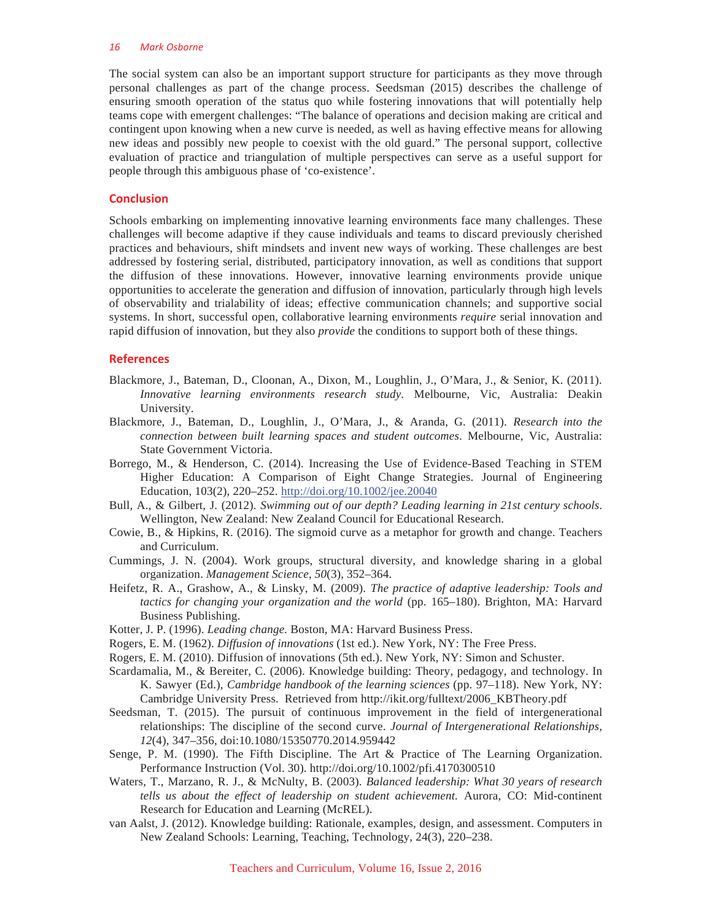The social system can also be an important support structure for participants as they move through personal challenges as part of the change process. Seedsman (2015) describes the challenge of ensuring smooth operation of the status quo while fostering innovations that will potentially help teams cope with emergent challenges: "The balance of operations and decision making are critical and contingent upon knowing when a new curve is needed, as well as having effective means for allowing new ideas and possibly new people to coexist with the old guard." The personal support, collective evaluation of practice and triangulation of multiple perspectives can serve as a useful support for people through this ambiguous phase of 'co-existence'.

## Conclusion

Schools embarking on implementing innovative learning environments face many challenges. These challenges will become adaptive if they cause individuals and teams to discard previously cherished practices and behaviours, shift mindsets and invent new ways of working. These challenges are best addressed by fostering serial, distributed, participatory innovation, as well as conditions that support the diffusion of these innovations. However, innovative learning environments provide unique opportunities to accelerate the generation and diffusion of innovation, particularly through high levels of observability and trialability of ideas; effective communication channels; and supportive social systems. In short, successful open, collaborative learning environments *require* serial innovation and rapid diffusion of innovation, but they also *provide* the conditions to support both of these things.

## References

Blackmore, J., Bateman, D., Cloonan, A., Dixon, M., Loughlin, J., O'Mara, J., & Senior, K. (2011). *Innovative learning environments research study*. Melbourne, Vic, Australia: Deakin University.

Blackmore, J., Bateman, D., Loughlin, J., O'Mara, J., & Aranda, G. (2011). *Research into the connection between built learning spaces and student outcomes*. Melbourne, Vic, Australia: State Government Victoria.

Borrego, M., & Henderson, C. (2014). Increasing the Use of Evidence-Based Teaching in STEM Higher Education: A Comparison of Eight Change Strategies. Journal of Engineering Education, 103(2), 220–252. http://doi.org/10.1002/jee.20040

Bull, A., & Gilbert, J. (2012). *Swimming out of our depth? Leading learning in 21st century schools*. Wellington, New Zealand: New Zealand Council for Educational Research.

Cowie, B., & Hipkins, R. (2016). The sigmoid curve as a metaphor for growth and change. Teachers and Curriculum.

Cummings, J. N. (2004). Work groups, structural diversity, and knowledge sharing in a global organization. *Management Science, 50*(3), 352–364.

Heifetz, R. A., Grashow, A., & Linsky, M. (2009). *The practice of adaptive leadership: Tools and tactics for changing your organization and the world* (pp. 165–180). Brighton, MA: Harvard Business Publishing.

Kotter, J. P. (1996). *Leading change.* Boston, MA: Harvard Business Press.

Rogers, E. M. (1962). *Diffusion of innovations* (1st ed.). New York, NY: The Free Press.

Rogers, E. M. (2010). Diffusion of innovations (5th ed.). New York, NY: Simon and Schuster.

Scardamalia, M., & Bereiter, C. (2006). Knowledge building: Theory, pedagogy, and technology. In K. Sawyer (Ed.), *Cambridge handbook of the learning sciences* (pp. 97–118). New York, NY: Cambridge University Press. Retrieved from http://ikit.org/fulltext/2006_KBTheory.pdf

Seedsman, T. (2015). The pursuit of continuous improvement in the field of intergenerational relationships: The discipline of the second curve. *Journal of Intergenerational Relationships*, *12*(4), 347–356, doi:10.1080/15350770.2014.959442

Senge, P. M. (1990). The Fifth Discipline. The Art & Practice of The Learning Organization. Performance Instruction (Vol. 30). http://doi.org/10.1002/pfi.4170300510

Waters, T., Marzano, R. J., & McNulty, B. (2003). *Balanced leadership: What 30 years of research tells us about the effect of leadership on student achievement.* Aurora, CO: Mid-continent Research for Education and Learning (McREL).

van Aalst, J. (2012). Knowledge building: Rationale, examples, design, and assessment. Computers in New Zealand Schools: Learning, Teaching, Technology, 24(3), 220–238.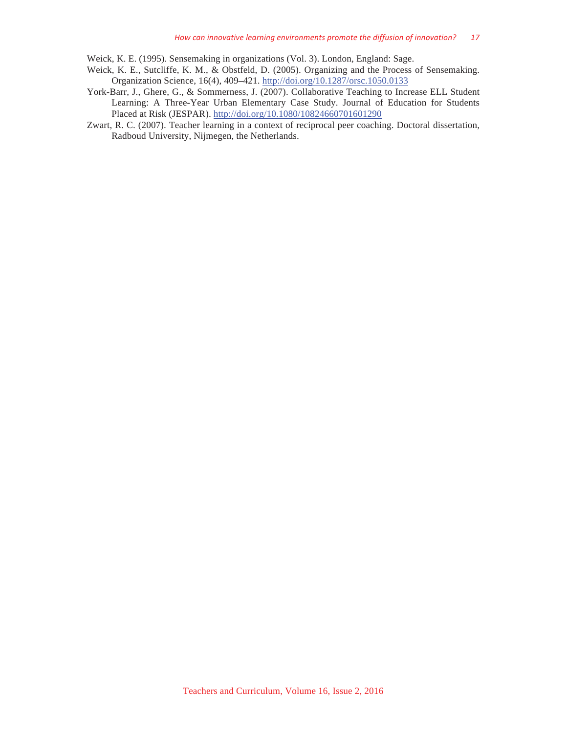Weick, K. E. (1995). Sensemaking in organizations (Vol. 3). London, England: Sage.

Weick, K. E., Sutcliffe, K. M., & Obstfeld, D. (2005). Organizing and the Process of Sensemaking. Organization Science, 16(4), 409–421. http://doi.org/10.1287/orsc.1050.0133

York-Barr, J., Ghere, G., & Sommerness, J. (2007). Collaborative Teaching to Increase ELL Student Learning: A Three-Year Urban Elementary Case Study. Journal of Education for Students Placed at Risk (JESPAR). http://doi.org/10.1080/10824660701601290

Zwart, R. C. (2007). Teacher learning in a context of reciprocal peer coaching. Doctoral dissertation, Radboud University, Nijmegen, the Netherlands.